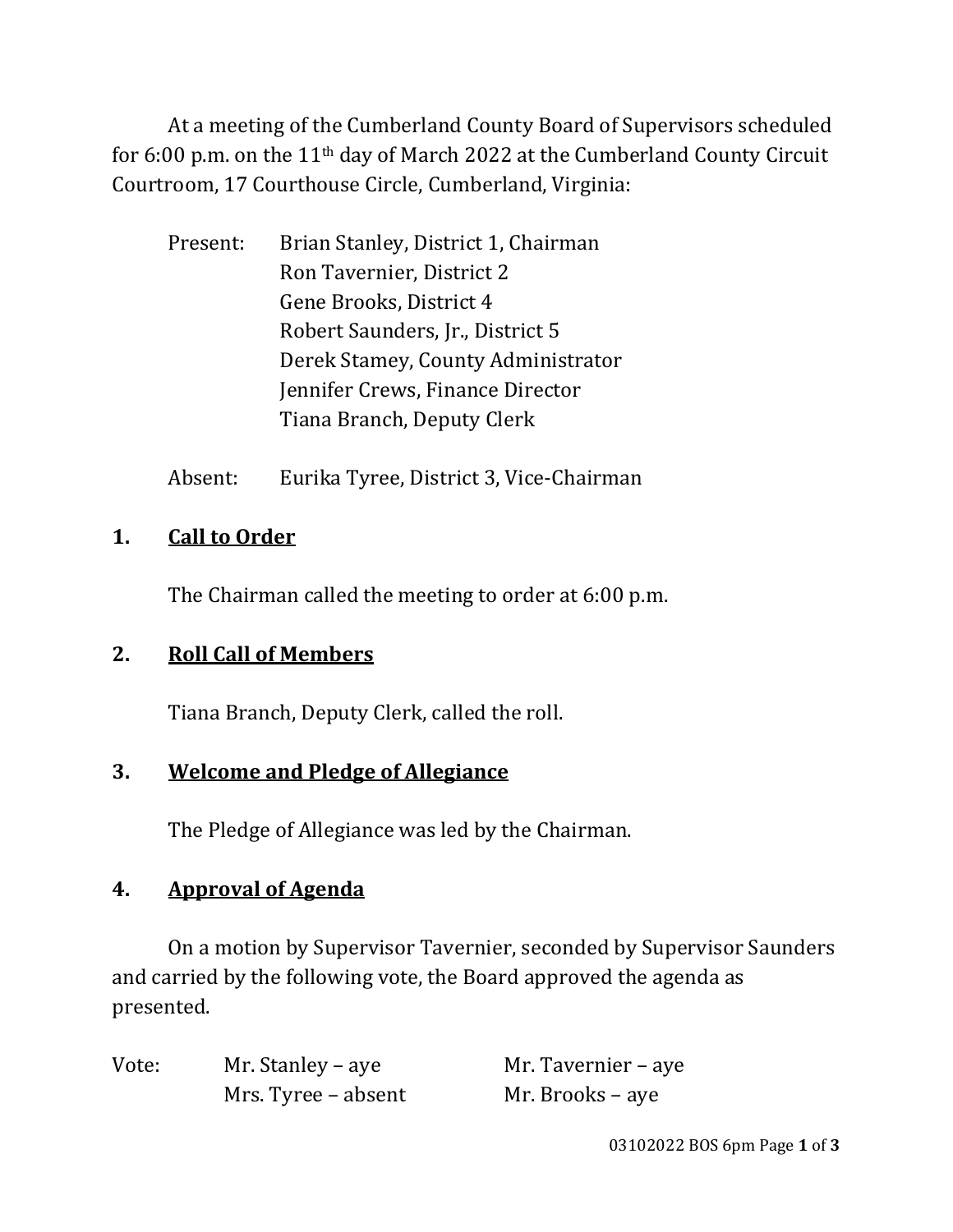At a meeting of the Cumberland County Board of Supervisors scheduled for 6:00 p.m. on the 11th day of March 2022 at the Cumberland County Circuit Courtroom, 17 Courthouse Circle, Cumberland, Virginia:

Present: Brian Stanley, District 1, Chairman
Ron Tavernier, District 2
Gene Brooks, District 4
Robert Saunders, Jr., District 5
Derek Stamey, County Administrator
Jennifer Crews, Finance Director
Tiana Branch, Deputy Clerk

Absent: Eurika Tyree, District 3, Vice-Chairman

## 1. Call to Order

The Chairman called the meeting to order at 6:00 p.m.

## 2. Roll Call of Members

Tiana Branch, Deputy Clerk, called the roll.

## 3. Welcome and Pledge of Allegiance

The Pledge of Allegiance was led by the Chairman.

## 4. Approval of Agenda

On a motion by Supervisor Tavernier, seconded by Supervisor Saunders and carried by the following vote, the Board approved the agenda as presented.

Vote: Mr. Stanley – aye Mr. Tavernier – aye
Mrs. Tyree – absent Mr. Brooks – aye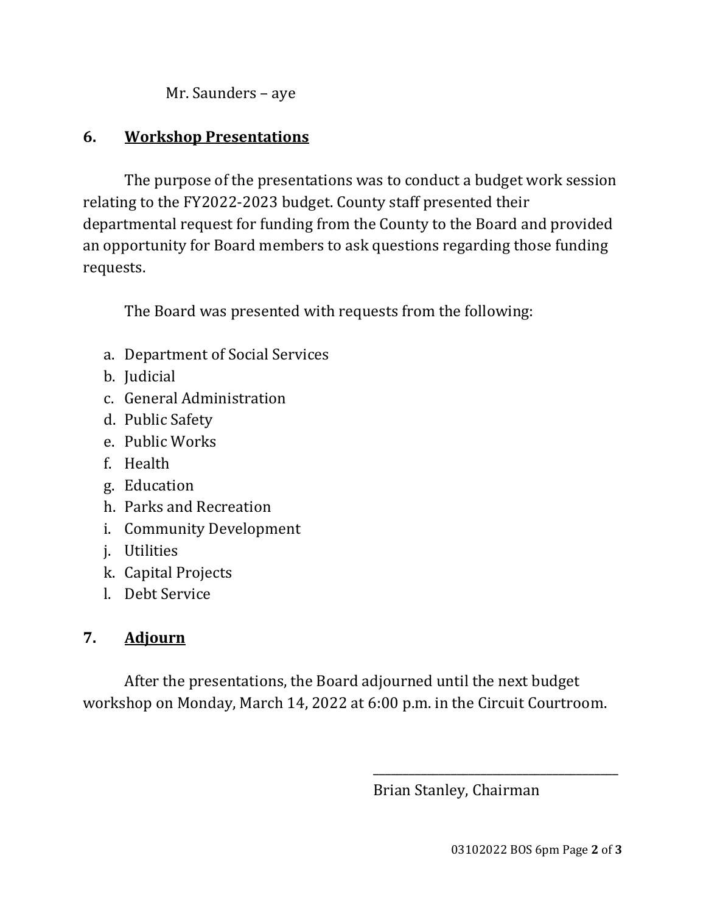Mr. Saunders – aye

## 6. Workshop Presentations

The purpose of the presentations was to conduct a budget work session relating to the FY2022-2023 budget. County staff presented their departmental request for funding from the County to the Board and provided an opportunity for Board members to ask questions regarding those funding requests.

The Board was presented with requests from the following:

a. Department of Social Services
b. Judicial
c. General Administration
d. Public Safety
e. Public Works
f. Health
g. Education
h. Parks and Recreation
i. Community Development
j. Utilities
k. Capital Projects
l. Debt Service

## 7. Adjourn

After the presentations, the Board adjourned until the next budget workshop on Monday, March 14, 2022 at 6:00 p.m. in the Circuit Courtroom.

\_\_\_\_\_\_\_\_\_\_\_\_\_\_\_\_\_\_\_\_\_\_\_\_\_\_\_\_\_\_\_\_\_\_\_\_\_\_\_\_

Brian Stanley, Chairman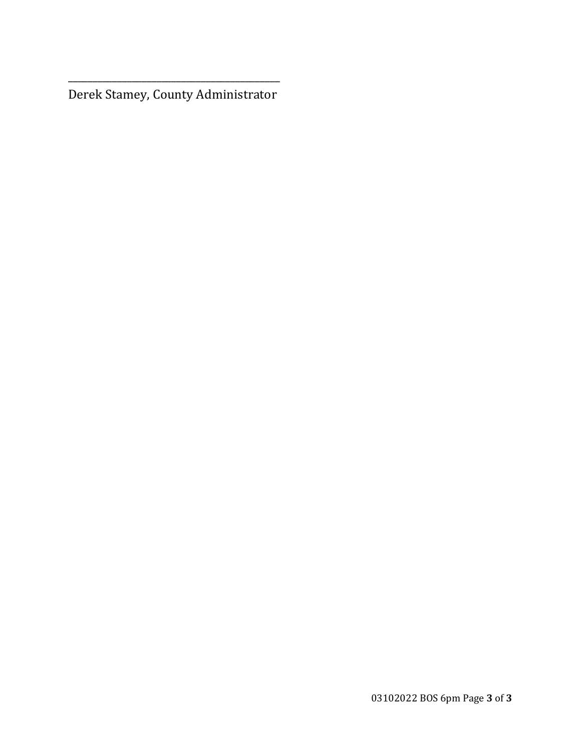\_\_\_\_\_\_\_\_\_\_\_\_\_\_\_\_\_\_\_\_\_\_\_\_\_\_\_\_\_\_\_\_\_\_\_\_\_\_\_\_\_\_\_\_

Derek Stamey, County Administrator